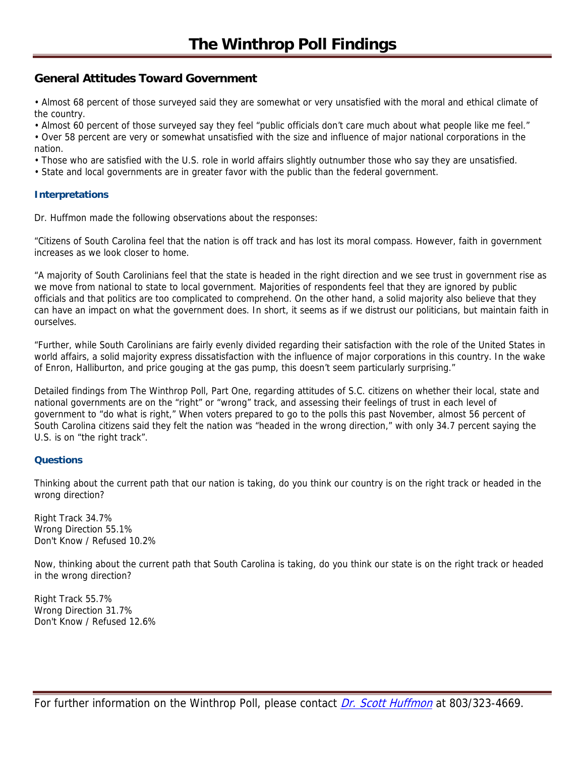# The Winthrop Poll Findings

## General Attitudes Toward Government

• Almost 68 percent of those surveyed said they are somewhat or very unsatisfied with the moral and ethical climate of the country.
• Almost 60 percent of those surveyed say they feel "public officials don't care much about what people like me feel."
• Over 58 percent are very or somewhat unsatisfied with the size and influence of major national corporations in the nation.
• Those who are satisfied with the U.S. role in world affairs slightly outnumber those who say they are unsatisfied.
• State and local governments are in greater favor with the public than the federal government.

### Interpretations

Dr. Huffmon made the following observations about the responses:

"Citizens of South Carolina feel that the nation is off track and has lost its moral compass. However, faith in government increases as we look closer to home.

"A majority of South Carolinians feel that the state is headed in the right direction and we see trust in government rise as we move from national to state to local government. Majorities of respondents feel that they are ignored by public officials and that politics are too complicated to comprehend. On the other hand, a solid majority also believe that they can have an impact on what the government does. In short, it seems as if we distrust our politicians, but maintain faith in ourselves.

"Further, while South Carolinians are fairly evenly divided regarding their satisfaction with the role of the United States in world affairs, a solid majority express dissatisfaction with the influence of major corporations in this country. In the wake of Enron, Halliburton, and price gouging at the gas pump, this doesn't seem particularly surprising."

Detailed findings from The Winthrop Poll, Part One, regarding attitudes of S.C. citizens on whether their local, state and national governments are on the "right" or "wrong" track, and assessing their feelings of trust in each level of government to "do what is right," When voters prepared to go to the polls this past November, almost 56 percent of South Carolina citizens said they felt the nation was "headed in the wrong direction," with only 34.7 percent saying the U.S. is on "the right track".

### Questions

Thinking about the current path that our nation is taking, do you think our country is on the right track or headed in the wrong direction?

Right Track 34.7%
Wrong Direction 55.1%
Don't Know / Refused 10.2%

Now, thinking about the current path that South Carolina is taking, do you think our state is on the right track or headed in the wrong direction?

Right Track 55.7%
Wrong Direction 31.7%
Don't Know / Refused 12.6%

For further information on the Winthrop Poll, please contact *Dr. Scott Huffmon* at 803/323-4669.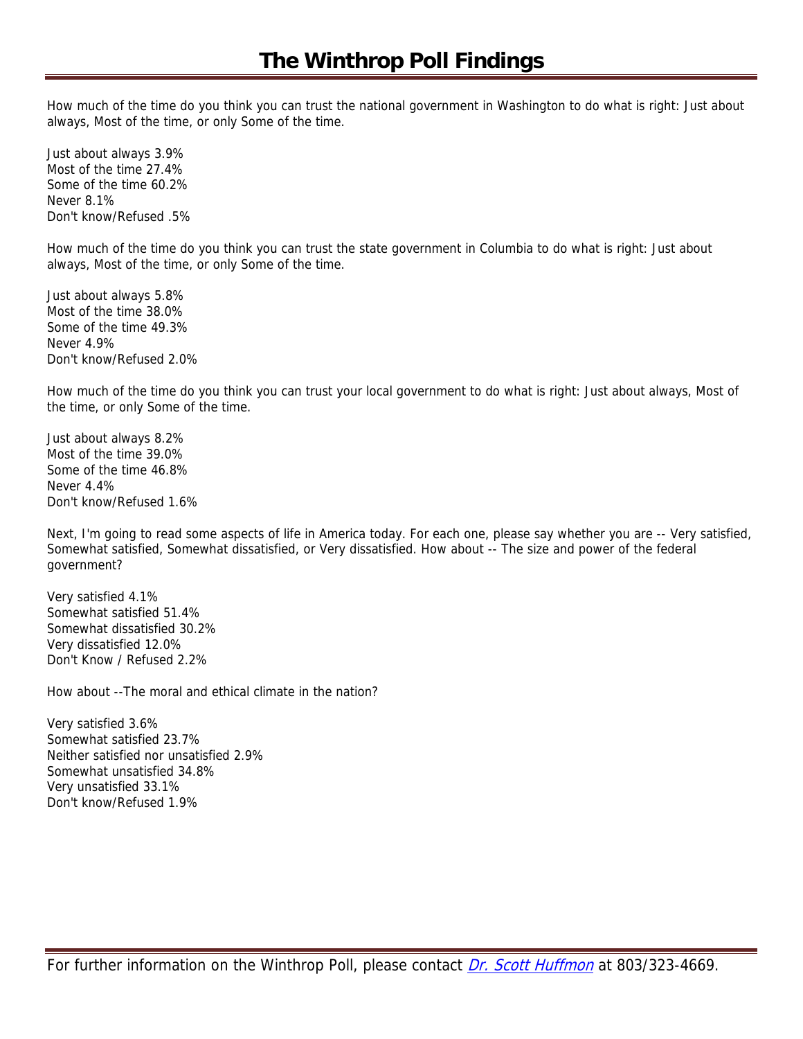# The Winthrop Poll Findings

How much of the time do you think you can trust the national government in Washington to do what is right: Just about always, Most of the time, or only Some of the time.

Just about always 3.9%
Most of the time 27.4%
Some of the time 60.2%
Never 8.1%
Don't know/Refused .5%

How much of the time do you think you can trust the state government in Columbia to do what is right: Just about always, Most of the time, or only Some of the time.

Just about always 5.8%
Most of the time 38.0%
Some of the time 49.3%
Never 4.9%
Don't know/Refused 2.0%

How much of the time do you think you can trust your local government to do what is right: Just about always, Most of the time, or only Some of the time.

Just about always 8.2%
Most of the time 39.0%
Some of the time 46.8%
Never 4.4%
Don't know/Refused 1.6%

Next, I'm going to read some aspects of life in America today. For each one, please say whether you are -- Very satisfied, Somewhat satisfied, Somewhat dissatisfied, or Very dissatisfied. How about -- The size and power of the federal government?

Very satisfied 4.1%
Somewhat satisfied 51.4%
Somewhat dissatisfied 30.2%
Very dissatisfied 12.0%
Don't Know / Refused 2.2%

How about --The moral and ethical climate in the nation?

Very satisfied 3.6%
Somewhat satisfied 23.7%
Neither satisfied nor unsatisfied 2.9%
Somewhat unsatisfied 34.8%
Very unsatisfied 33.1%
Don't know/Refused 1.9%

For further information on the Winthrop Poll, please contact *Dr. Scott Huffmon* at 803/323-4669.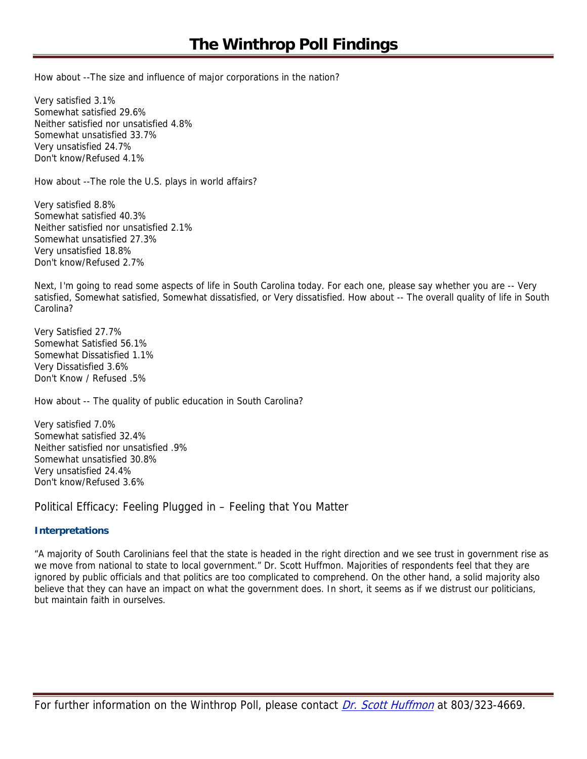How about --The size and influence of major corporations in the nation?

Very satisfied 3.1%
Somewhat satisfied 29.6%
Neither satisfied nor unsatisfied 4.8%
Somewhat unsatisfied 33.7%
Very unsatisfied 24.7%
Don't know/Refused 4.1%

How about --The role the U.S. plays in world affairs?

Very satisfied 8.8%
Somewhat satisfied 40.3%
Neither satisfied nor unsatisfied 2.1%
Somewhat unsatisfied 27.3%
Very unsatisfied 18.8%
Don't know/Refused 2.7%

Next, I'm going to read some aspects of life in South Carolina today. For each one, please say whether you are -- Very satisfied, Somewhat satisfied, Somewhat dissatisfied, or Very dissatisfied. How about -- The overall quality of life in South Carolina?

Very Satisfied 27.7%
Somewhat Satisfied 56.1%
Somewhat Dissatisfied 1.1%
Very Dissatisfied 3.6%
Don't Know / Refused .5%

How about -- The quality of public education in South Carolina?

Very satisfied 7.0%
Somewhat satisfied 32.4%
Neither satisfied nor unsatisfied .9%
Somewhat unsatisfied 30.8%
Very unsatisfied 24.4%
Don't know/Refused 3.6%

## Political Efficacy: Feeling Plugged in – Feeling that You Matter

### Interpretations

"A majority of South Carolinians feel that the state is headed in the right direction and we see trust in government rise as we move from national to state to local government." Dr. Scott Huffmon. Majorities of respondents feel that they are ignored by public officials and that politics are too complicated to comprehend. On the other hand, a solid majority also believe that they can have an impact on what the government does. In short, it seems as if we distrust our politicians, but maintain faith in ourselves.

For further information on the Winthrop Poll, please contact *Dr. Scott Huffmon* at 803/323-4669.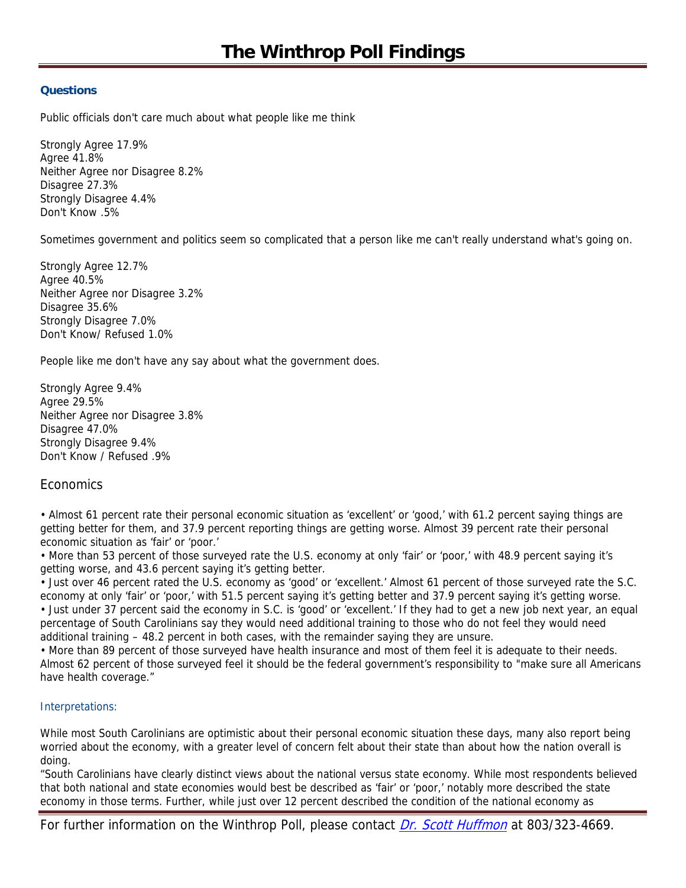**Questions**

Public officials don't care much about what people like me think

Strongly Agree 17.9%
Agree 41.8%
Neither Agree nor Disagree 8.2%
Disagree 27.3%
Strongly Disagree 4.4%
Don't Know .5%

Sometimes government and politics seem so complicated that a person like me can't really understand what's going on.

Strongly Agree 12.7%
Agree 40.5%
Neither Agree nor Disagree 3.2%
Disagree 35.6%
Strongly Disagree 7.0%
Don't Know/ Refused 1.0%

People like me don't have any say about what the government does.

Strongly Agree 9.4%
Agree 29.5%
Neither Agree nor Disagree 3.8%
Disagree 47.0%
Strongly Disagree 9.4%
Don't Know / Refused .9%

## Economics

• Almost 61 percent rate their personal economic situation as 'excellent' or 'good,' with 61.2 percent saying things are getting better for them, and 37.9 percent reporting things are getting worse. Almost 39 percent rate their personal economic situation as 'fair' or 'poor.'
• More than 53 percent of those surveyed rate the U.S. economy at only 'fair' or 'poor,' with 48.9 percent saying it's getting worse, and 43.6 percent saying it's getting better.
• Just over 46 percent rated the U.S. economy as 'good' or 'excellent.' Almost 61 percent of those surveyed rate the S.C. economy at only 'fair' or 'poor,' with 51.5 percent saying it's getting better and 37.9 percent saying it's getting worse.
• Just under 37 percent said the economy in S.C. is 'good' or 'excellent.' If they had to get a new job next year, an equal percentage of South Carolinians say they would need additional training to those who do not feel they would need additional training – 48.2 percent in both cases, with the remainder saying they are unsure.
• More than 89 percent of those surveyed have health insurance and most of them feel it is adequate to their needs. Almost 62 percent of those surveyed feel it should be the federal government's responsibility to "make sure all Americans have health coverage."

Interpretations:

While most South Carolinians are optimistic about their personal economic situation these days, many also report being worried about the economy, with a greater level of concern felt about their state than about how the nation overall is doing.
"South Carolinians have clearly distinct views about the national versus state economy. While most respondents believed that both national and state economies would best be described as 'fair' or 'poor,' notably more described the state economy in those terms. Further, while just over 12 percent described the condition of the national economy as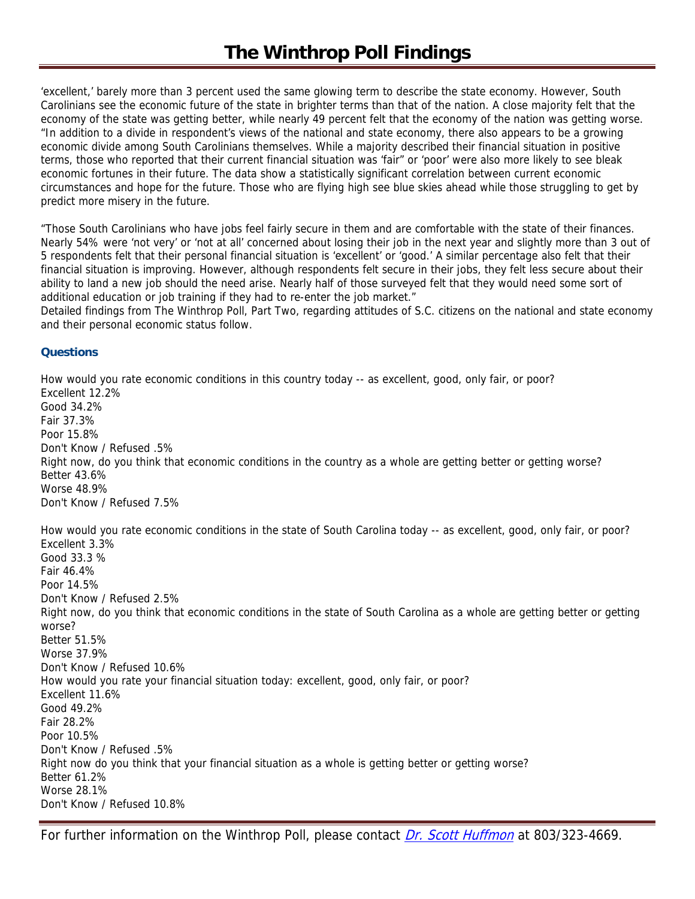'excellent,' barely more than 3 percent used the same glowing term to describe the state economy. However, South Carolinians see the economic future of the state in brighter terms than that of the nation. A close majority felt that the economy of the state was getting better, while nearly 49 percent felt that the economy of the nation was getting worse. "In addition to a divide in respondent's views of the national and state economy, there also appears to be a growing economic divide among South Carolinians themselves. While a majority described their financial situation in positive terms, those who reported that their current financial situation was 'fair" or 'poor' were also more likely to see bleak economic fortunes in their future. The data show a statistically significant correlation between current economic circumstances and hope for the future. Those who are flying high see blue skies ahead while those struggling to get by predict more misery in the future.

"Those South Carolinians who have jobs feel fairly secure in them and are comfortable with the state of their finances. Nearly 54% were 'not very' or 'not at all' concerned about losing their job in the next year and slightly more than 3 out of 5 respondents felt that their personal financial situation is 'excellent' or 'good.' A similar percentage also felt that their financial situation is improving. However, although respondents felt secure in their jobs, they felt less secure about their ability to land a new job should the need arise. Nearly half of those surveyed felt that they would need some sort of additional education or job training if they had to re-enter the job market."

Detailed findings from The Winthrop Poll, Part Two, regarding attitudes of S.C. citizens on the national and state economy and their personal economic status follow.

### Questions

How would you rate economic conditions in this country today -- as excellent, good, only fair, or poor?
Excellent 12.2%
Good 34.2%
Fair 37.3%
Poor 15.8%
Don't Know / Refused .5%

Right now, do you think that economic conditions in the country as a whole are getting better or getting worse?
Better 43.6%
Worse 48.9%
Don't Know / Refused 7.5%

How would you rate economic conditions in the state of South Carolina today -- as excellent, good, only fair, or poor?
Excellent 3.3%
Good 33.3 %
Fair 46.4%
Poor 14.5%
Don't Know / Refused 2.5%

Right now, do you think that economic conditions in the state of South Carolina as a whole are getting better or getting worse?
Better 51.5%
Worse 37.9%
Don't Know / Refused 10.6%

How would you rate your financial situation today: excellent, good, only fair, or poor?
Excellent 11.6%
Good 49.2%
Fair 28.2%
Poor 10.5%
Don't Know / Refused .5%

Right now do you think that your financial situation as a whole is getting better or getting worse?
Better 61.2%
Worse 28.1%
Don't Know / Refused 10.8%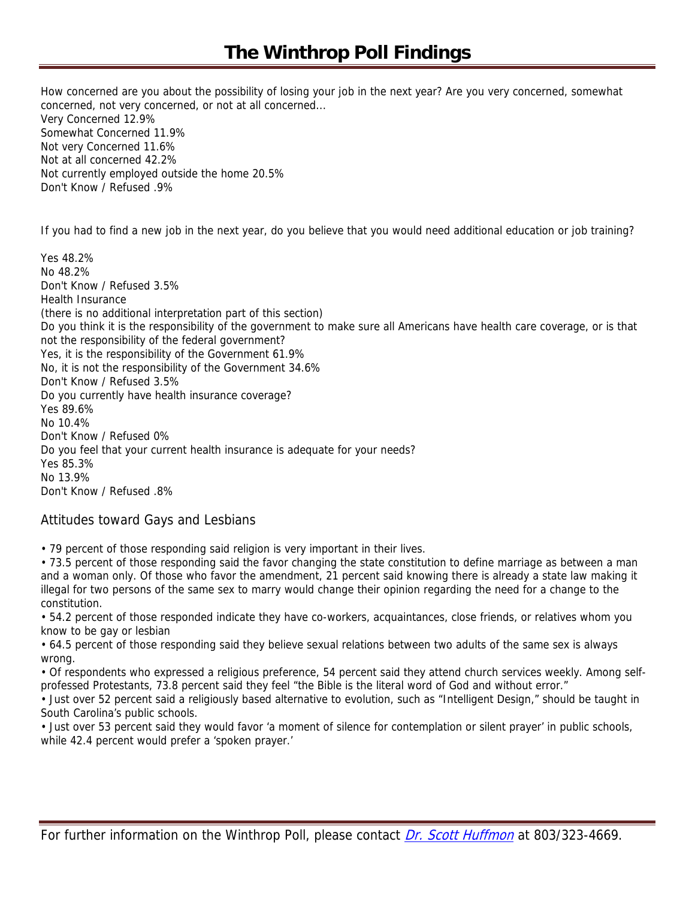How concerned are you about the possibility of losing your job in the next year? Are you very concerned, somewhat concerned, not very concerned, or not at all concerned...
Very Concerned 12.9%
Somewhat Concerned 11.9%
Not very Concerned 11.6%
Not at all concerned 42.2%
Not currently employed outside the home 20.5%
Don't Know / Refused .9%

If you had to find a new job in the next year, do you believe that you would need additional education or job training?

Yes 48.2%
No 48.2%
Don't Know / Refused 3.5%
Health Insurance
(there is no additional interpretation part of this section)
Do you think it is the responsibility of the government to make sure all Americans have health care coverage, or is that not the responsibility of the federal government?
Yes, it is the responsibility of the Government 61.9%
No, it is not the responsibility of the Government 34.6%
Don't Know / Refused 3.5%
Do you currently have health insurance coverage?
Yes 89.6%
No 10.4%
Don't Know / Refused 0%
Do you feel that your current health insurance is adequate for your needs?
Yes 85.3%
No 13.9%
Don't Know / Refused .8%

## Attitudes toward Gays and Lesbians

- 79 percent of those responding said religion is very important in their lives.
- 73.5 percent of those responding said the favor changing the state constitution to define marriage as between a man and a woman only. Of those who favor the amendment, 21 percent said knowing there is already a state law making it illegal for two persons of the same sex to marry would change their opinion regarding the need for a change to the constitution.
- 54.2 percent of those responded indicate they have co-workers, acquaintances, close friends, or relatives whom you know to be gay or lesbian
- 64.5 percent of those responding said they believe sexual relations between two adults of the same sex is always wrong.
- Of respondents who expressed a religious preference, 54 percent said they attend church services weekly. Among self-professed Protestants, 73.8 percent said they feel "the Bible is the literal word of God and without error."
- Just over 52 percent said a religiously based alternative to evolution, such as "Intelligent Design," should be taught in South Carolina's public schools.
- Just over 53 percent said they would favor 'a moment of silence for contemplation or silent prayer' in public schools, while 42.4 percent would prefer a 'spoken prayer.'

For further information on the Winthrop Poll, please contact *Dr. Scott Huffmon* at 803/323-4669.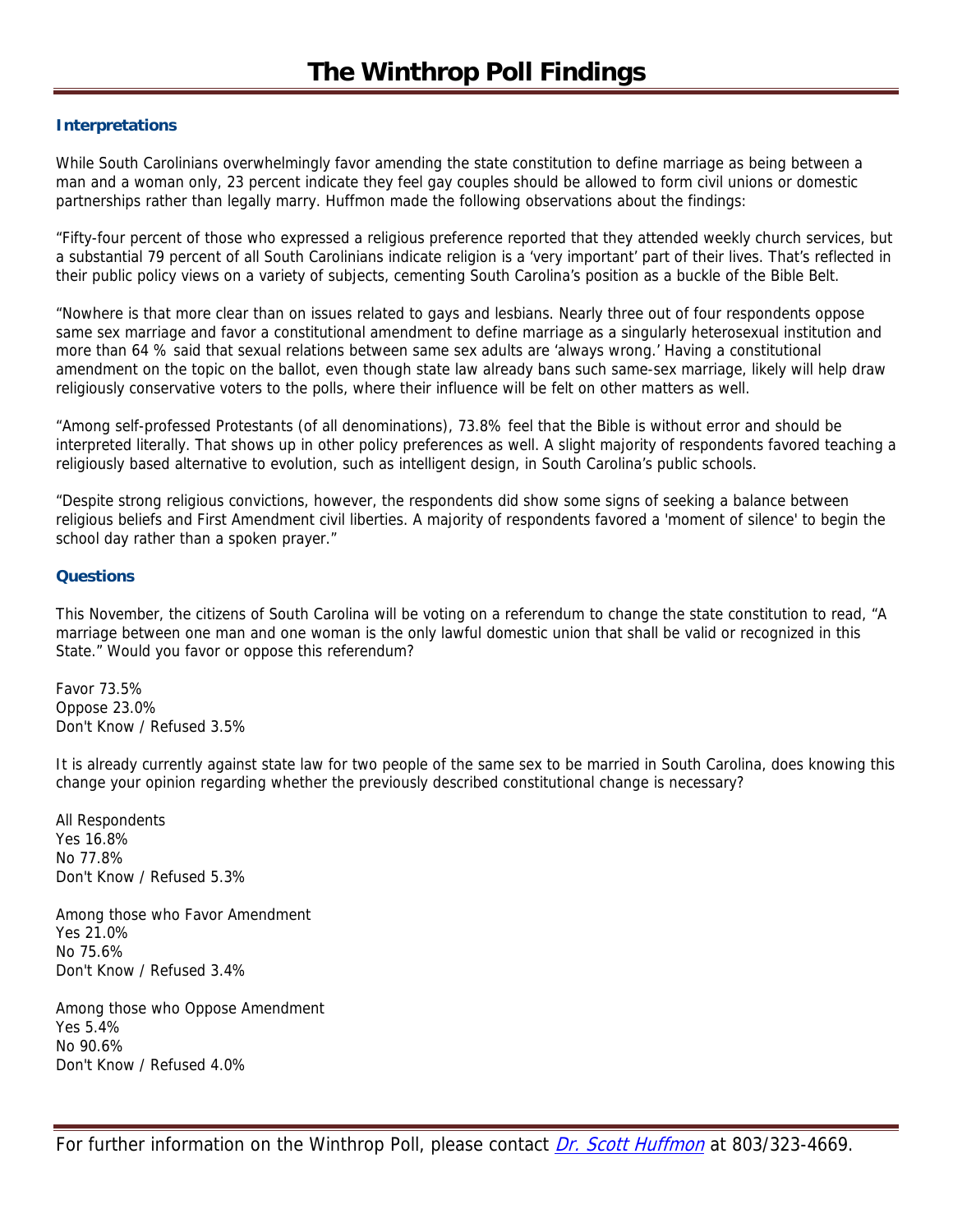# The Winthrop Poll Findings

### Interpretations

While South Carolinians overwhelmingly favor amending the state constitution to define marriage as being between a man and a woman only, 23 percent indicate they feel gay couples should be allowed to form civil unions or domestic partnerships rather than legally marry. Huffmon made the following observations about the findings:

“Fifty-four percent of those who expressed a religious preference reported that they attended weekly church services, but a substantial 79 percent of all South Carolinians indicate religion is a ‘very important’ part of their lives. That’s reflected in their public policy views on a variety of subjects, cementing South Carolina’s position as a buckle of the Bible Belt.

“Nowhere is that more clear than on issues related to gays and lesbians. Nearly three out of four respondents oppose same sex marriage and favor a constitutional amendment to define marriage as a singularly heterosexual institution and more than 64 % said that sexual relations between same sex adults are ‘always wrong.’ Having a constitutional amendment on the topic on the ballot, even though state law already bans such same-sex marriage, likely will help draw religiously conservative voters to the polls, where their influence will be felt on other matters as well.

“Among self-professed Protestants (of all denominations), 73.8% feel that the Bible is without error and should be interpreted literally. That shows up in other policy preferences as well. A slight majority of respondents favored teaching a religiously based alternative to evolution, such as intelligent design, in South Carolina’s public schools.

“Despite strong religious convictions, however, the respondents did show some signs of seeking a balance between religious beliefs and First Amendment civil liberties. A majority of respondents favored a 'moment of silence' to begin the school day rather than a spoken prayer.”

### Questions

This November, the citizens of South Carolina will be voting on a referendum to change the state constitution to read, “A marriage between one man and one woman is the only lawful domestic union that shall be valid or recognized in this State.” Would you favor or oppose this referendum?

Favor 73.5%
Oppose 23.0%
Don't Know / Refused 3.5%

It is already currently against state law for two people of the same sex to be married in South Carolina, does knowing this change your opinion regarding whether the previously described constitutional change is necessary?

All Respondents
Yes 16.8%
No 77.8%
Don't Know / Refused 5.3%

Among those who Favor Amendment
Yes 21.0%
No 75.6%
Don't Know / Refused 3.4%

Among those who Oppose Amendment
Yes 5.4%
No 90.6%
Don't Know / Refused 4.0%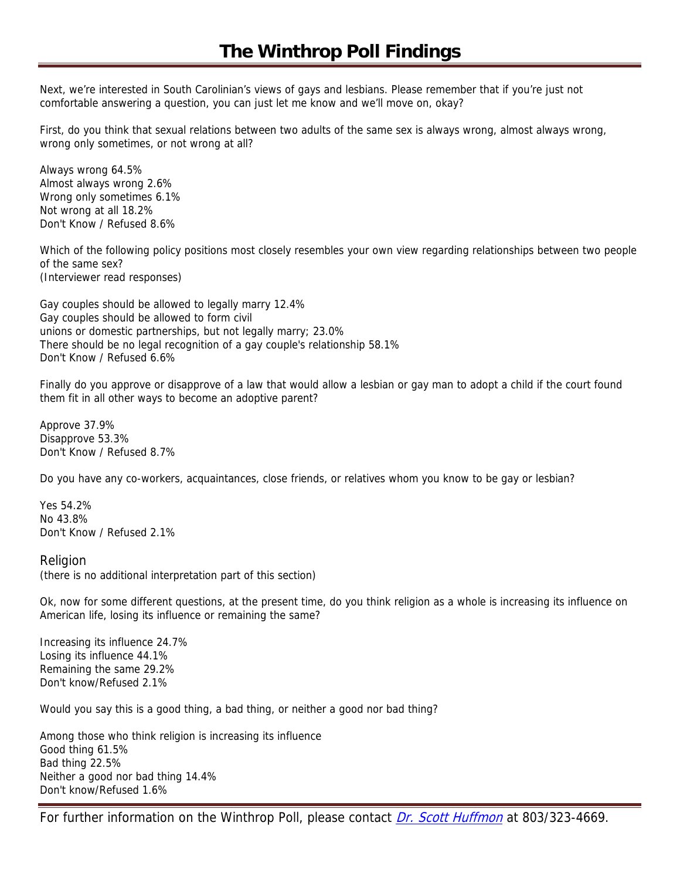Next, we're interested in South Carolinian's views of gays and lesbians. Please remember that if you're just not comfortable answering a question, you can just let me know and we'll move on, okay?

First, do you think that sexual relations between two adults of the same sex is always wrong, almost always wrong, wrong only sometimes, or not wrong at all?

Always wrong 64.5%
Almost always wrong 2.6%
Wrong only sometimes 6.1%
Not wrong at all 18.2%
Don't Know / Refused 8.6%

Which of the following policy positions most closely resembles your own view regarding relationships between two people of the same sex?
(Interviewer read responses)

Gay couples should be allowed to legally marry 12.4%
Gay couples should be allowed to form civil
unions or domestic partnerships, but not legally marry; 23.0%
There should be no legal recognition of a gay couple's relationship 58.1%
Don't Know / Refused 6.6%

Finally do you approve or disapprove of a law that would allow a lesbian or gay man to adopt a child if the court found them fit in all other ways to become an adoptive parent?

Approve 37.9%
Disapprove 53.3%
Don't Know / Refused 8.7%

Do you have any co-workers, acquaintances, close friends, or relatives whom you know to be gay or lesbian?

Yes 54.2%
No 43.8%
Don't Know / Refused 2.1%

## Religion

(there is no additional interpretation part of this section)

Ok, now for some different questions, at the present time, do you think religion as a whole is increasing its influence on American life, losing its influence or remaining the same?

Increasing its influence 24.7%
Losing its influence 44.1%
Remaining the same 29.2%
Don't know/Refused 2.1%

Would you say this is a good thing, a bad thing, or neither a good nor bad thing?

Among those who think religion is increasing its influence
Good thing 61.5%
Bad thing 22.5%
Neither a good nor bad thing 14.4%
Don't know/Refused 1.6%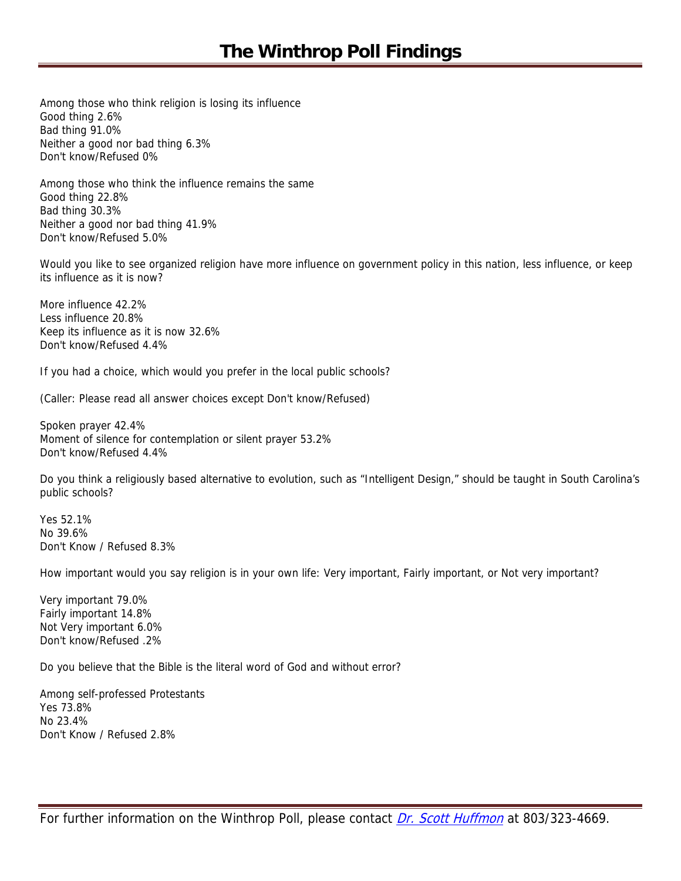Among those who think religion is losing its influence
Good thing 2.6%
Bad thing 91.0%
Neither a good nor bad thing 6.3%
Don't know/Refused 0%

Among those who think the influence remains the same
Good thing 22.8%
Bad thing 30.3%
Neither a good nor bad thing 41.9%
Don't know/Refused 5.0%

Would you like to see organized religion have more influence on government policy in this nation, less influence, or keep its influence as it is now?

More influence 42.2%
Less influence 20.8%
Keep its influence as it is now 32.6%
Don't know/Refused 4.4%

If you had a choice, which would you prefer in the local public schools?

(Caller: Please read all answer choices except Don't know/Refused)

Spoken prayer 42.4%
Moment of silence for contemplation or silent prayer 53.2%
Don't know/Refused 4.4%

Do you think a religiously based alternative to evolution, such as "Intelligent Design," should be taught in South Carolina's public schools?

Yes 52.1%
No 39.6%
Don't Know / Refused 8.3%

How important would you say religion is in your own life: Very important, Fairly important, or Not very important?

Very important 79.0%
Fairly important 14.8%
Not Very important 6.0%
Don't know/Refused .2%

Do you believe that the Bible is the literal word of God and without error?

Among self-professed Protestants
Yes 73.8%
No 23.4%
Don't Know / Refused 2.8%